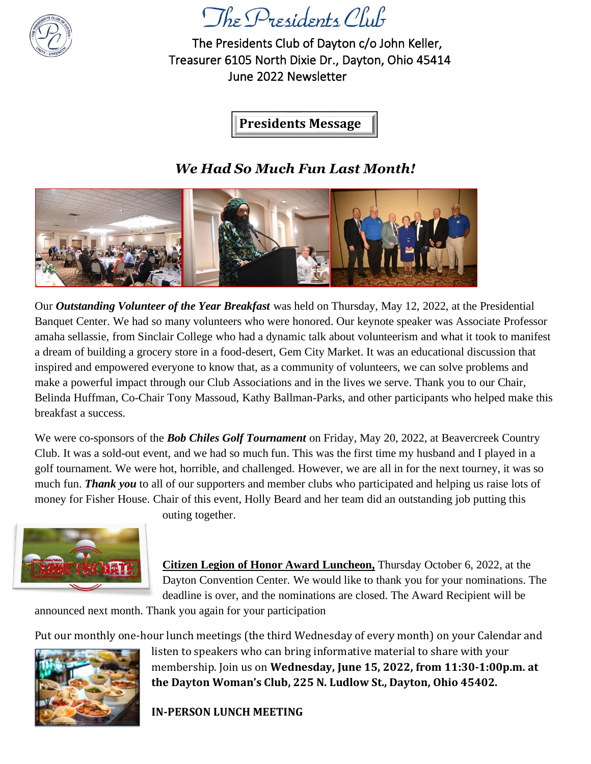# The Presidents Club

The Presidents Club of Dayton c/o John Keller, Treasurer 6105 North Dixie Dr., Dayton, Ohio 45414
June 2022 Newsletter

## Presidents Message

### *We Had So Much Fun Last Month!*

Our ***Outstanding Volunteer of the Year Breakfast*** was held on Thursday, May 12, 2022, at the Presidential Banquet Center. We had so many volunteers who were honored. Our keynote speaker was Associate Professor amaha sellassie, from Sinclair College who had a dynamic talk about volunteerism and what it took to manifest a dream of building a grocery store in a food-desert, Gem City Market. It was an educational discussion that inspired and empowered everyone to know that, as a community of volunteers, we can solve problems and make a powerful impact through our Club Associations and in the lives we serve. Thank you to our Chair, Belinda Huffman, Co-Chair Tony Massoud, Kathy Ballman-Parks, and other participants who helped make this breakfast a success.

We were co-sponsors of the ***Bob Chiles Golf Tournament*** on Friday, May 20, 2022, at Beavercreek Country Club. It was a sold-out event, and we had so much fun. This was the first time my husband and I played in a golf tournament. We were hot, horrible, and challenged. However, we are all in for the next tourney, it was so much fun. ***Thank you*** to all of our supporters and member clubs who participated and helping us raise lots of money for Fisher House. Chair of this event, Holly Beard and her team did an outstanding job putting this outing together.

**Citizen Legion of Honor Award Luncheon,** Thursday October 6, 2022, at the Dayton Convention Center. We would like to thank you for your nominations. The deadline is over, and the nominations are closed. The Award Recipient will be announced next month. Thank you again for your participation

Put our monthly one-hour lunch meetings (the third Wednesday of every month) on your Calendar and listen to speakers who can bring informative material to share with your membership. Join us on **Wednesday, June 15, 2022, from 11:30-1:00p.m. at the Dayton Woman's Club, 225 N. Ludlow St., Dayton, Ohio 45402.**

**IN-PERSON LUNCH MEETING**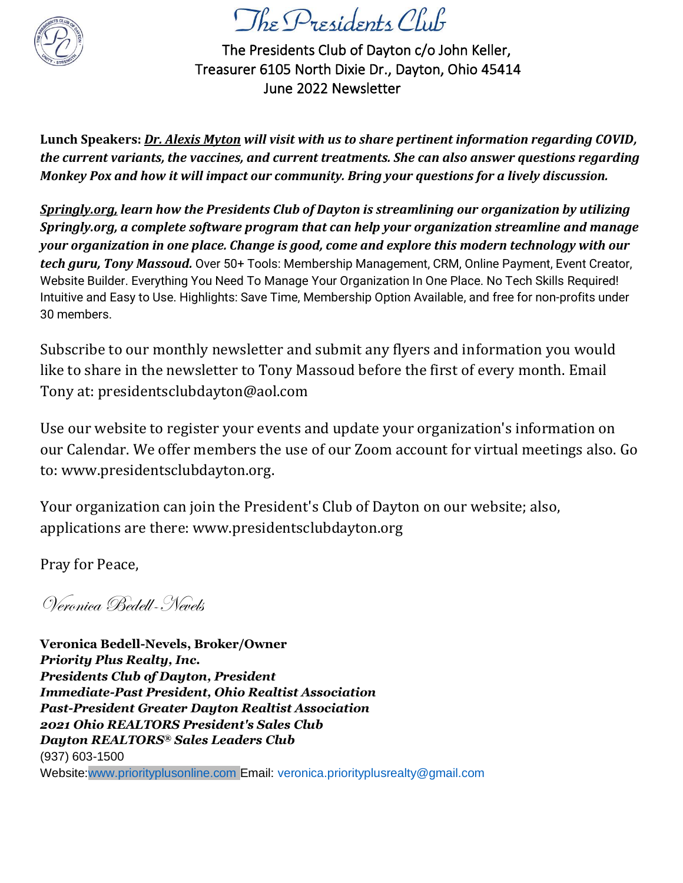# The Presidents Club

The Presidents Club of Dayton c/o John Keller, Treasurer 6105 North Dixie Dr., Dayton, Ohio 45414
June 2022 Newsletter

**Lunch Speakers:** ***Dr. Alexis Myton** will visit with us to share pertinent information regarding COVID, the current variants, the vaccines, and current treatments. She can also answer questions regarding Monkey Pox and how it will impact our community. Bring your questions for a lively discussion.*

***Springly.org,** learn how the Presidents Club of Dayton is streamlining our organization by utilizing Springly.org, a complete software program that can help your organization streamline and manage your organization in one place. Change is good, come and explore this modern technology with our tech guru, Tony Massoud.* Over 50+ Tools: Membership Management, CRM, Online Payment, Event Creator, Website Builder. Everything You Need To Manage Your Organization In One Place. No Tech Skills Required! Intuitive and Easy to Use. Highlights: Save Time, Membership Option Available, and free for non-profits under 30 members.

Subscribe to our monthly newsletter and submit any flyers and information you would like to share in the newsletter to Tony Massoud before the first of every month. Email Tony at: presidentsclubdayton@aol.com

Use our website to register your events and update your organization's information on our Calendar. We offer members the use of our Zoom account for virtual meetings also. Go to: www.presidentsclubdayton.org.

Your organization can join the President's Club of Dayton on our website; also, applications are there: www.presidentsclubdayton.org

Pray for Peace,

*Veronica Bedell-Nevels*

**Veronica Bedell-Nevels, Broker/Owner**
***Priority Plus Realty, Inc.***
***Presidents Club of Dayton, President***
***Immediate-Past President, Ohio Realtist Association***
***Past-President Greater Dayton Realtist Association***
***2021 Ohio REALTORS President's Sales Club***
***Dayton REALTORS® Sales Leaders Club***
(937) 603-1500
Website: www.priorityplusonline.com Email: veronica.priorityplusrealty@gmail.com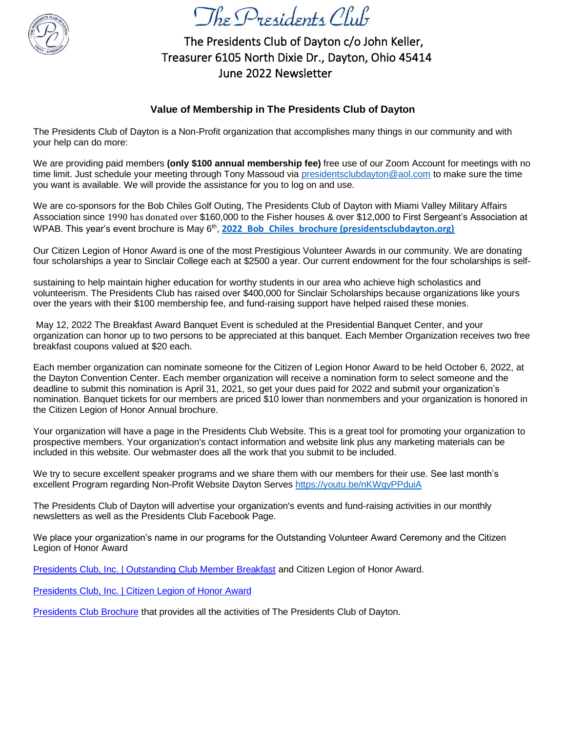# The Presidents Club

The Presidents Club of Dayton c/o John Keller, Treasurer 6105 North Dixie Dr., Dayton, Ohio 45414
June 2022 Newsletter

## Value of Membership in The Presidents Club of Dayton

The Presidents Club of Dayton is a Non-Profit organization that accomplishes many things in our community and with your help can do more:

We are providing paid members **(only $100 annual membership fee)** free use of our Zoom Account for meetings with no time limit. Just schedule your meeting through Tony Massoud via [presidentsclubdayton@aol.com](mailto:presidentsclubdayton@aol.com) to make sure the time you want is available. We will provide the assistance for you to log on and use.

We are co-sponsors for the Bob Chiles Golf Outing, The Presidents Club of Dayton with Miami Valley Military Affairs Association since 1990 has donated over $160,000 to the Fisher houses & over $12,000 to First Sergeant's Association at WPAB. This year's event brochure is May 6th, **[2022_Bob_Chiles_brochure (presidentsclubdayton.org)]()**

Our Citizen Legion of Honor Award is one of the most Prestigious Volunteer Awards in our community. We are donating four scholarships a year to Sinclair College each at $2500 a year. Our current endowment for the four scholarships is self-sustaining to help maintain higher education for worthy students in our area who achieve high scholastics and volunteerism. The Presidents Club has raised over $400,000 for Sinclair Scholarships because organizations like yours over the years with their $100 membership fee, and fund-raising support have helped raised these monies.

May 12, 2022 The Breakfast Award Banquet Event is scheduled at the Presidential Banquet Center, and your organization can honor up to two persons to be appreciated at this banquet. Each Member Organization receives two free breakfast coupons valued at $20 each.

Each member organization can nominate someone for the Citizen of Legion Honor Award to be held October 6, 2022, at the Dayton Convention Center. Each member organization will receive a nomination form to select someone and the deadline to submit this nomination is April 31, 2021, so get your dues paid for 2022 and submit your organization's nomination. Banquet tickets for our members are priced $10 lower than nonmembers and your organization is honored in the Citizen Legion of Honor Annual brochure.

Your organization will have a page in the Presidents Club Website. This is a great tool for promoting your organization to prospective members. Your organization's contact information and website link plus any marketing materials can be included in this website. Our webmaster does all the work that you submit to be included.

We try to secure excellent speaker programs and we share them with our members for their use. See last month's excellent Program regarding Non-Profit Website Dayton Serves [https://youtu.be/nKWgyPPduiA](https://youtu.be/nKWgyPPduiA)

The Presidents Club of Dayton will advertise your organization's events and fund-raising activities in our monthly newsletters as well as the Presidents Club Facebook Page.

We place your organization's name in our programs for the Outstanding Volunteer Award Ceremony and the Citizen Legion of Honor Award

[Presidents Club, Inc. | Outstanding Club Member Breakfast]() and Citizen Legion of Honor Award.

[Presidents Club, Inc. | Citizen Legion of Honor Award]()

[Presidents Club Brochure]() that provides all the activities of The Presidents Club of Dayton.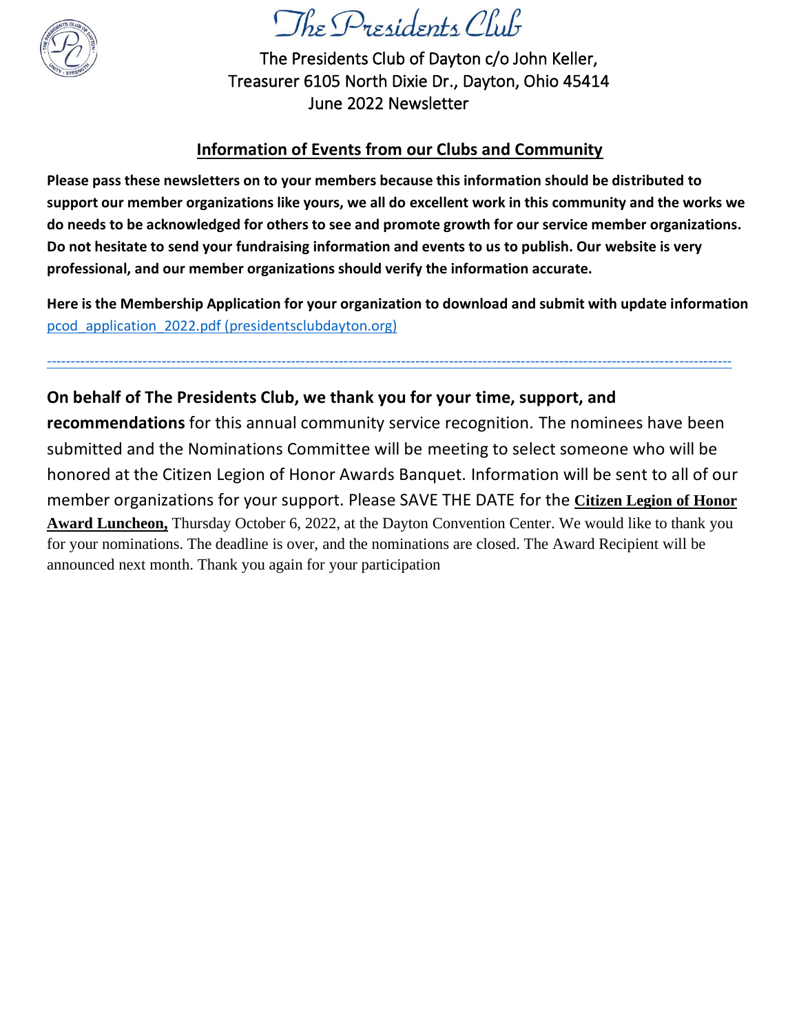# The Presidents Club

The Presidents Club of Dayton c/o John Keller, Treasurer 6105 North Dixie Dr., Dayton, Ohio 45414
June 2022 Newsletter

## Information of Events from our Clubs and Community

**Please pass these newsletters on to your members because this information should be distributed to support our member organizations like yours, we all do excellent work in this community and the works we do needs to be acknowledged for others to see and promote growth for our service member organizations. Do not hesitate to send your fundraising information and events to us to publish. Our website is very professional, and our member organizations should verify the information accurate.**

**Here is the Membership Application for your organization to download and submit with update information**
[pcod_application_2022.pdf (presidentsclubdayton.org)](pcod_application_2022.pdf)

---

**On behalf of The Presidents Club, we thank you for your time, support, and recommendations** for this annual community service recognition. The nominees have been submitted and the Nominations Committee will be meeting to select someone who will be honored at the Citizen Legion of Honor Awards Banquet. Information will be sent to all of our member organizations for your support. Please SAVE THE DATE for the **Citizen Legion of Honor Award Luncheon,** Thursday October 6, 2022, at the Dayton Convention Center. We would like to thank you for your nominations. The deadline is over, and the nominations are closed. The Award Recipient will be announced next month. Thank you again for your participation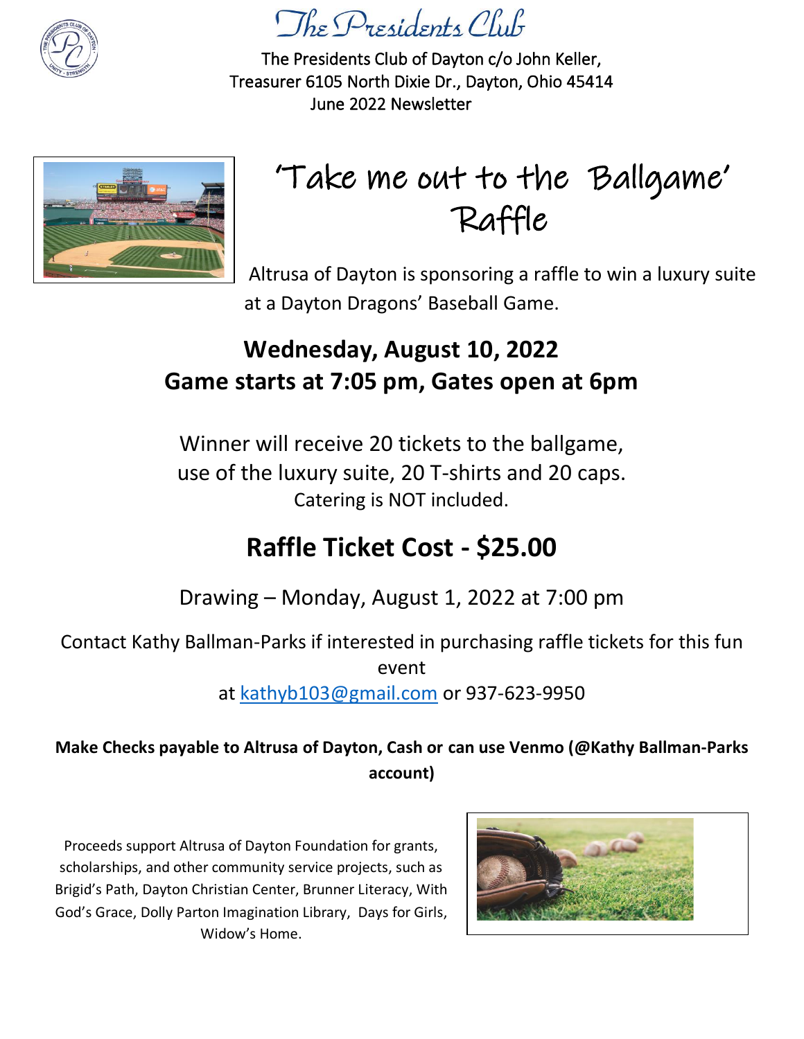# The Presidents Club

The Presidents Club of Dayton c/o John Keller, Treasurer 6105 North Dixie Dr., Dayton, Ohio 45414

June 2022 Newsletter

## 'Take me out to the Ballgame' Raffle

Altrusa of Dayton is sponsoring a raffle to win a luxury suite at a Dayton Dragons' Baseball Game.

**Wednesday, August 10, 2022**
**Game starts at 7:05 pm, Gates open at 6pm**

Winner will receive 20 tickets to the ballgame, use of the luxury suite, 20 T-shirts and 20 caps.
Catering is NOT included.

## Raffle Ticket Cost - $25.00

Drawing – Monday, August 1, 2022 at 7:00 pm

Contact Kathy Ballman-Parks if interested in purchasing raffle tickets for this fun event at kathyb103@gmail.com or 937-623-9950

**Make Checks payable to Altrusa of Dayton, Cash or can use Venmo (@Kathy Ballman-Parks account)**

Proceeds support Altrusa of Dayton Foundation for grants, scholarships, and other community service projects, such as Brigid's Path, Dayton Christian Center, Brunner Literacy, With God's Grace, Dolly Parton Imagination Library, Days for Girls, Widow's Home.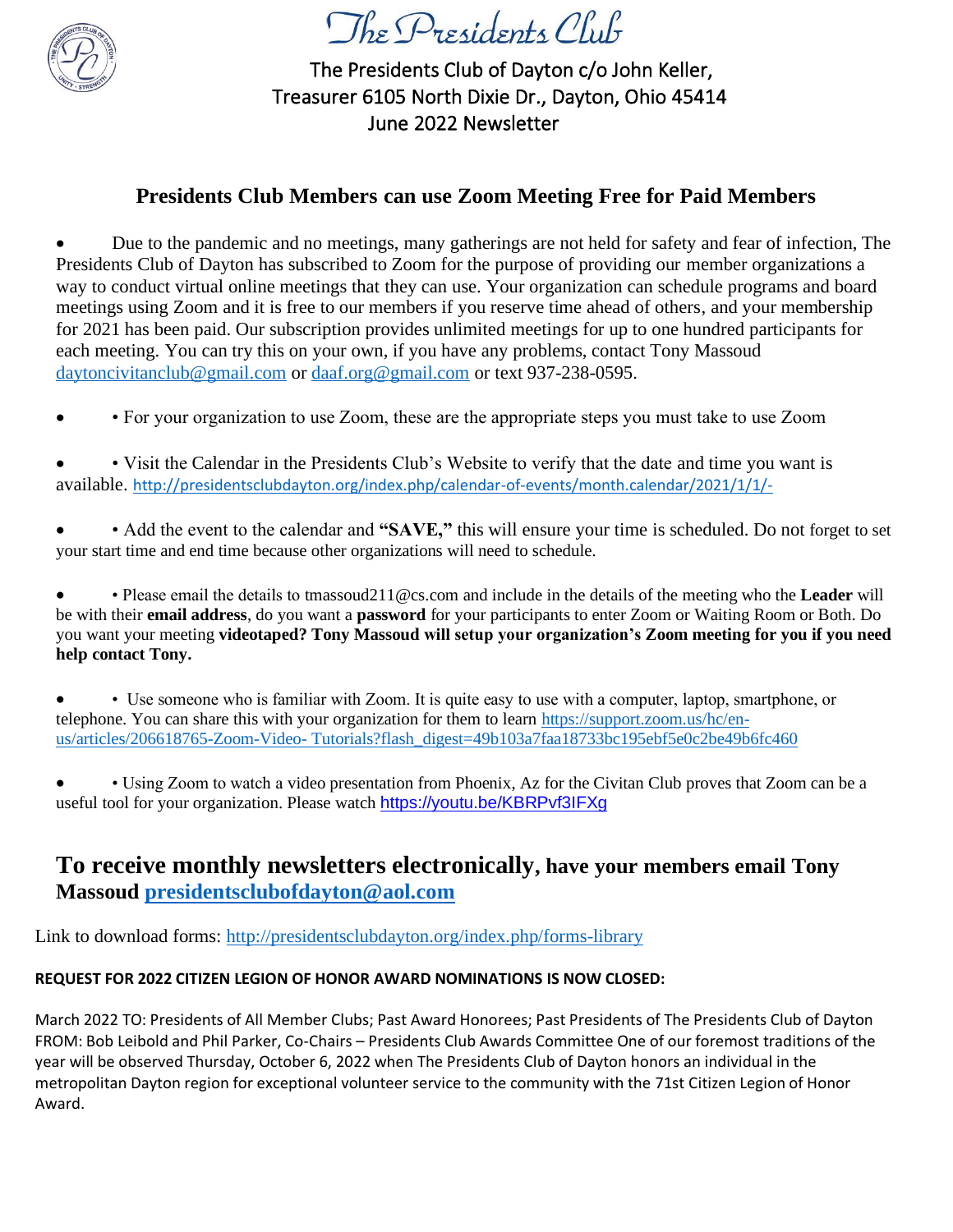# The Presidents Club

The Presidents Club of Dayton c/o John Keller, Treasurer 6105 North Dixie Dr., Dayton, Ohio 45414

June 2022 Newsletter

## Presidents Club Members can use Zoom Meeting Free for Paid Members

- Due to the pandemic and no meetings, many gatherings are not held for safety and fear of infection, The Presidents Club of Dayton has subscribed to Zoom for the purpose of providing our member organizations a way to conduct virtual online meetings that they can use. Your organization can schedule programs and board meetings using Zoom and it is free to our members if you reserve time ahead of others, and your membership for 2021 has been paid. Our subscription provides unlimited meetings for up to one hundred participants for each meeting. You can try this on your own, if you have any problems, contact Tony Massoud daytoncivitanclub@gmail.com or daaf.org@gmail.com or text 937-238-0595.
- • For your organization to use Zoom, these are the appropriate steps you must take to use Zoom
- • Visit the Calendar in the Presidents Club's Website to verify that the date and time you want is available. http://presidentsclubdayton.org/index.php/calendar-of-events/month.calendar/2021/1/1/-
- • Add the event to the calendar and **"SAVE,"** this will ensure your time is scheduled. Do not forget to set your start time and end time because other organizations will need to schedule.
- • Please email the details to tmassoud211@cs.com and include in the details of the meeting who the **Leader** will be with their **email address**, do you want a **password** for your participants to enter Zoom or Waiting Room or Both. Do you want your meeting **videotaped? Tony Massoud will setup your organization's Zoom meeting for you if you need help contact Tony.**
- • Use someone who is familiar with Zoom. It is quite easy to use with a computer, laptop, smartphone, or telephone. You can share this with your organization for them to learn https://support.zoom.us/hc/en-us/articles/206618765-Zoom-Video- Tutorials?flash_digest=49b103a7faa18733bc195ebf5e0c2be49b6fc460
- • Using Zoom to watch a video presentation from Phoenix, Az for the Civitan Club proves that Zoom can be a useful tool for your organization. Please watch https://youtu.be/KBRPvf3IFXg

## To receive monthly newsletters electronically, have your members email Tony Massoud presidentsclubofdayton@aol.com

Link to download forms: http://presidentsclubdayton.org/index.php/forms-library

**REQUEST FOR 2022 CITIZEN LEGION OF HONOR AWARD NOMINATIONS IS NOW CLOSED:**

March 2022 TO: Presidents of All Member Clubs; Past Award Honorees; Past Presidents of The Presidents Club of Dayton FROM: Bob Leibold and Phil Parker, Co-Chairs – Presidents Club Awards Committee One of our foremost traditions of the year will be observed Thursday, October 6, 2022 when The Presidents Club of Dayton honors an individual in the metropolitan Dayton region for exceptional volunteer service to the community with the 71st Citizen Legion of Honor Award.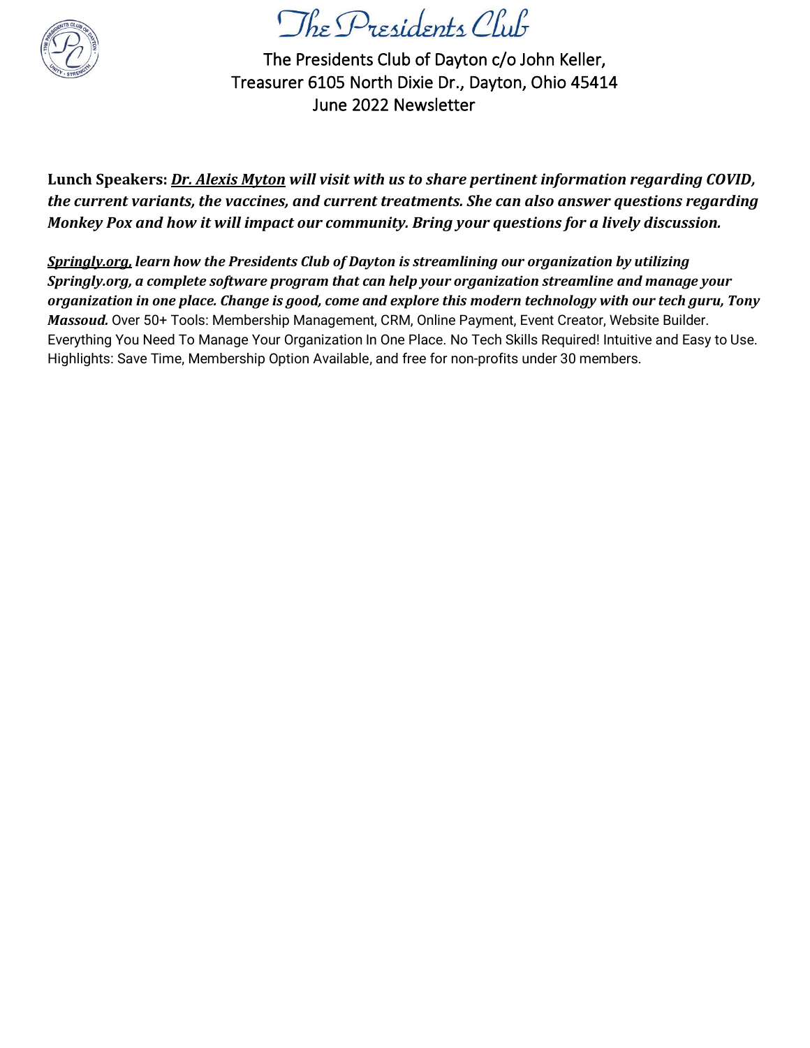# The Presidents Club

The Presidents Club of Dayton c/o John Keller, Treasurer 6105 North Dixie Dr., Dayton, Ohio 45414

June 2022 Newsletter

**Lunch Speakers:** ***Dr. Alexis Myton*** ***will visit with us to share pertinent information regarding COVID, the current variants, the vaccines, and current treatments. She can also answer questions regarding Monkey Pox and how it will impact our community. Bring your questions for a lively discussion.***

***Springly.org,*** ***learn how the Presidents Club of Dayton is streamlining our organization by utilizing Springly.org, a complete software program that can help your organization streamline and manage your organization in one place. Change is good, come and explore this modern technology with our tech guru, Tony Massoud.*** Over 50+ Tools: Membership Management, CRM, Online Payment, Event Creator, Website Builder. Everything You Need To Manage Your Organization In One Place. No Tech Skills Required! Intuitive and Easy to Use. Highlights: Save Time, Membership Option Available, and free for non-profits under 30 members.